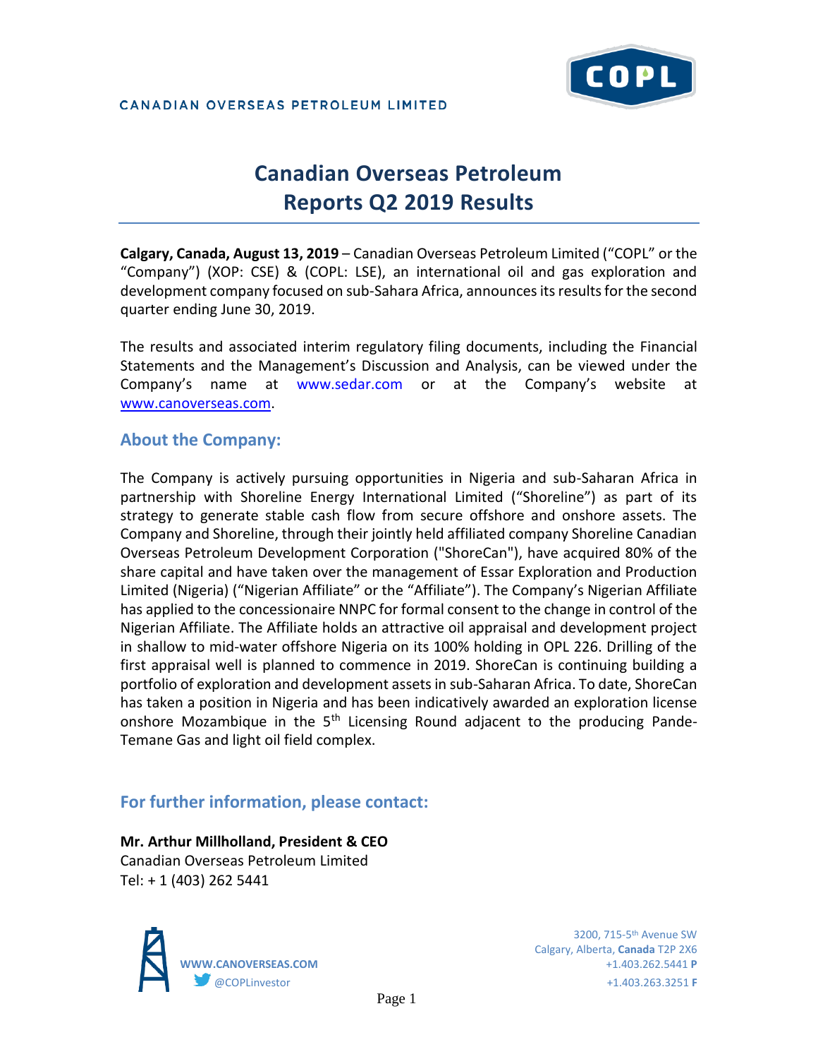CANADIAN OVERSEAS PETROLEUM LIMITED

# Canadian Overseas Petroleum Reports Q2 2019 Results

**Calgary, Canada, August 13, 2019** – Canadian Overseas Petroleum Limited ("COPL" or the "Company") (XOP: CSE) & (COPL: LSE), an international oil and gas exploration and development company focused on sub-Sahara Africa, announces its results for the second quarter ending June 30, 2019.

The results and associated interim regulatory filing documents, including the Financial Statements and the Management's Discussion and Analysis, can be viewed under the Company's name at www.sedar.com or at the Company's website at www.canoverseas.com.

## About the Company:

The Company is actively pursuing opportunities in Nigeria and sub-Saharan Africa in partnership with Shoreline Energy International Limited ("Shoreline") as part of its strategy to generate stable cash flow from secure offshore and onshore assets. The Company and Shoreline, through their jointly held affiliated company Shoreline Canadian Overseas Petroleum Development Corporation ("ShoreCan"), have acquired 80% of the share capital and have taken over the management of Essar Exploration and Production Limited (Nigeria) ("Nigerian Affiliate" or the "Affiliate"). The Company's Nigerian Affiliate has applied to the concessionaire NNPC for formal consent to the change in control of the Nigerian Affiliate. The Affiliate holds an attractive oil appraisal and development project in shallow to mid-water offshore Nigeria on its 100% holding in OPL 226. Drilling of the first appraisal well is planned to commence in 2019. ShoreCan is continuing building a portfolio of exploration and development assets in sub-Saharan Africa. To date, ShoreCan has taken a position in Nigeria and has been indicatively awarded an exploration license onshore Mozambique in the 5th Licensing Round adjacent to the producing Pande-Temane Gas and light oil field complex.

## For further information, please contact:

**Mr. Arthur Millholland, President & CEO**
Canadian Overseas Petroleum Limited
Tel: + 1 (403) 262 5441

WWW.CANOVERSEAS.COM
@COPLinvestor

3200, 715-5th Avenue SW
Calgary, Alberta, **Canada** T2P 2X6
+1.403.262.5441 **P**
+1.403.263.3251 **F**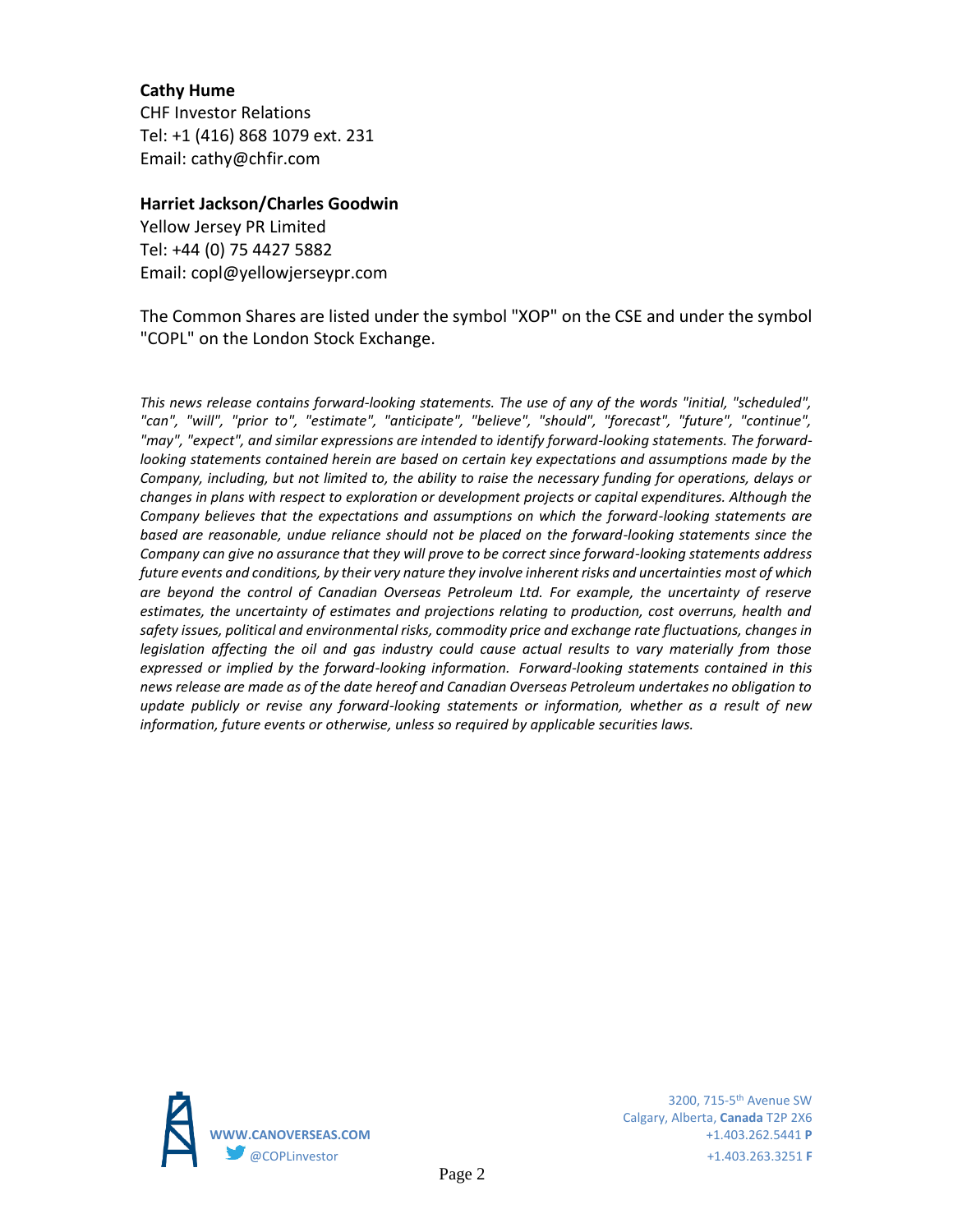**Cathy Hume**
CHF Investor Relations
Tel: +1 (416) 868 1079 ext. 231
Email: cathy@chfir.com

**Harriet Jackson/Charles Goodwin**
Yellow Jersey PR Limited
Tel: +44 (0) 75 4427 5882
Email: copl@yellowjerseypr.com

The Common Shares are listed under the symbol "XOP" on the CSE and under the symbol "COPL" on the London Stock Exchange.

*This news release contains forward-looking statements. The use of any of the words "initial, "scheduled", "can", "will", "prior to", "estimate", "anticipate", "believe", "should", "forecast", "future", "continue", "may", "expect", and similar expressions are intended to identify forward-looking statements. The forward-looking statements contained herein are based on certain key expectations and assumptions made by the Company, including, but not limited to, the ability to raise the necessary funding for operations, delays or changes in plans with respect to exploration or development projects or capital expenditures. Although the Company believes that the expectations and assumptions on which the forward-looking statements are based are reasonable, undue reliance should not be placed on the forward-looking statements since the Company can give no assurance that they will prove to be correct since forward-looking statements address future events and conditions, by their very nature they involve inherent risks and uncertainties most of which are beyond the control of Canadian Overseas Petroleum Ltd. For example, the uncertainty of reserve estimates, the uncertainty of estimates and projections relating to production, cost overruns, health and safety issues, political and environmental risks, commodity price and exchange rate fluctuations, changes in legislation affecting the oil and gas industry could cause actual results to vary materially from those expressed or implied by the forward-looking information. Forward-looking statements contained in this news release are made as of the date hereof and Canadian Overseas Petroleum undertakes no obligation to update publicly or revise any forward-looking statements or information, whether as a result of new information, future events or otherwise, unless so required by applicable securities laws.*